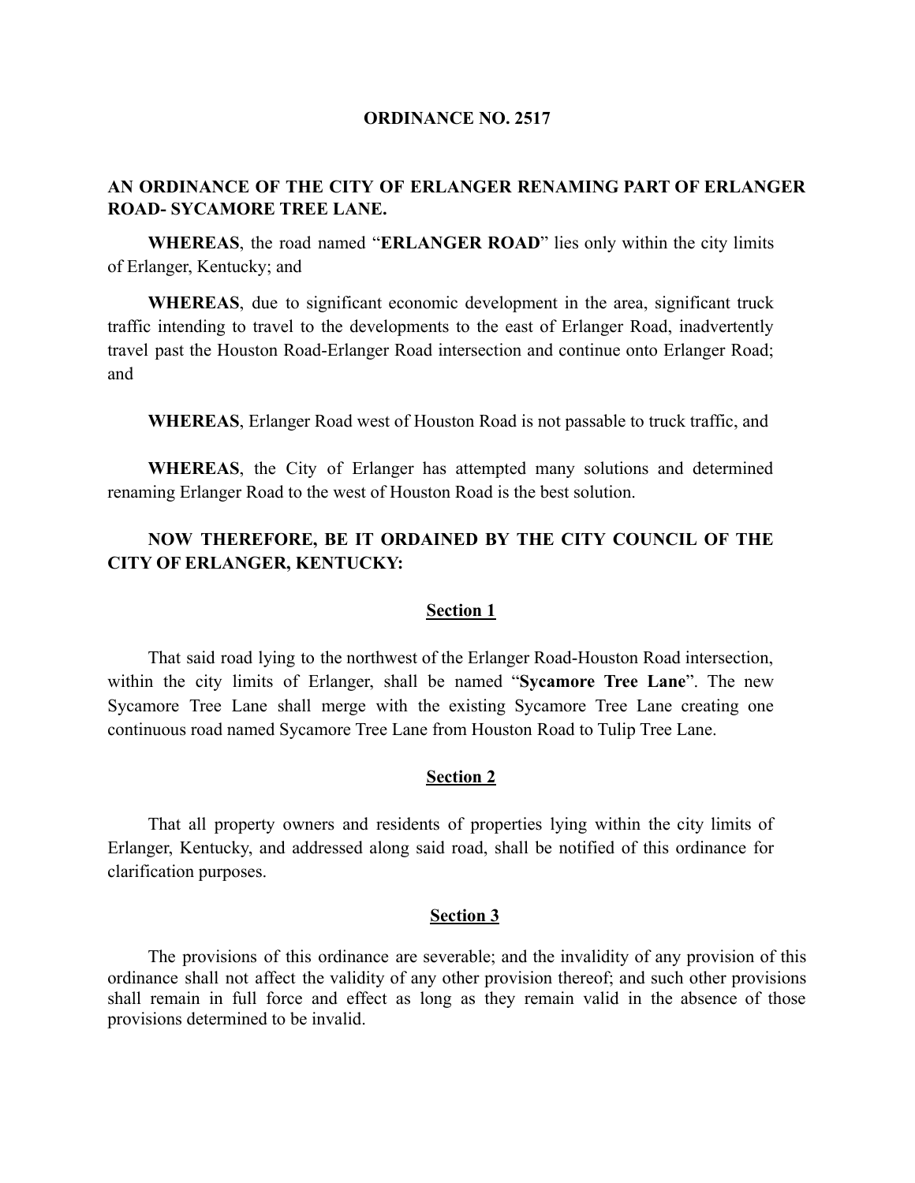# ORDINANCE NO. 2517

## AN ORDINANCE OF THE CITY OF ERLANGER RENAMING PART OF ERLANGER ROAD- SYCAMORE TREE LANE.

**WHEREAS**, the road named "**ERLANGER ROAD**" lies only within the city limits of Erlanger, Kentucky; and

**WHEREAS**, due to significant economic development in the area, significant truck traffic intending to travel to the developments to the east of Erlanger Road, inadvertently travel past the Houston Road-Erlanger Road intersection and continue onto Erlanger Road; and

**WHEREAS**, Erlanger Road west of Houston Road is not passable to truck traffic, and

**WHEREAS**, the City of Erlanger has attempted many solutions and determined renaming Erlanger Road to the west of Houston Road is the best solution.

**NOW THEREFORE, BE IT ORDAINED BY THE CITY COUNCIL OF THE CITY OF ERLANGER, KENTUCKY:**

### Section 1

That said road lying to the northwest of the Erlanger Road-Houston Road intersection, within the city limits of Erlanger, shall be named "**Sycamore Tree Lane**". The new Sycamore Tree Lane shall merge with the existing Sycamore Tree Lane creating one continuous road named Sycamore Tree Lane from Houston Road to Tulip Tree Lane.

### Section 2

That all property owners and residents of properties lying within the city limits of Erlanger, Kentucky, and addressed along said road, shall be notified of this ordinance for clarification purposes.

### Section 3

The provisions of this ordinance are severable; and the invalidity of any provision of this ordinance shall not affect the validity of any other provision thereof; and such other provisions shall remain in full force and effect as long as they remain valid in the absence of those provisions determined to be invalid.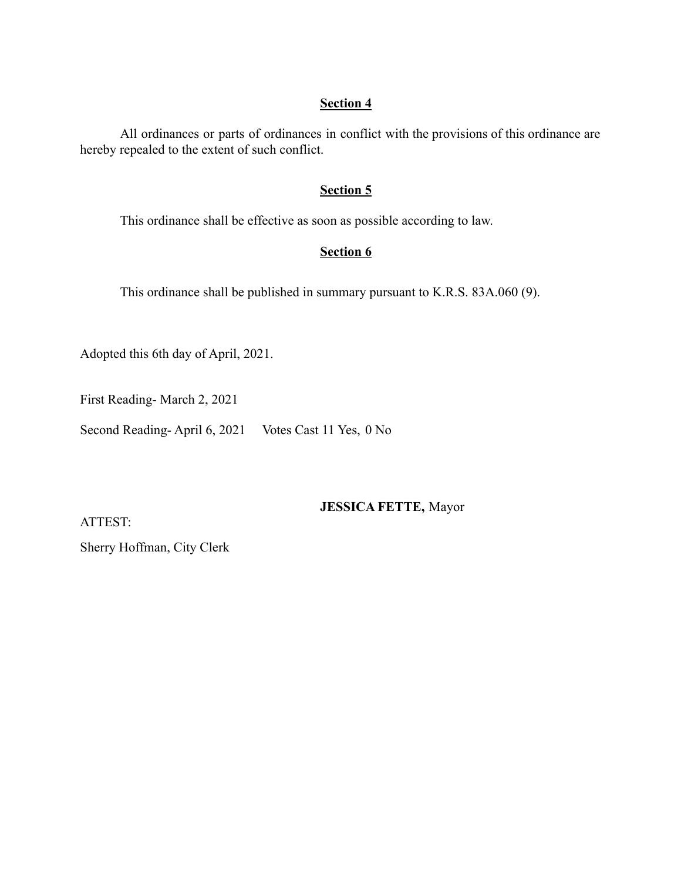**Section 4**

All ordinances or parts of ordinances in conflict with the provisions of this ordinance are hereby repealed to the extent of such conflict.

**Section 5**

This ordinance shall be effective as soon as possible according to law.

**Section 6**

This ordinance shall be published in summary pursuant to K.R.S. 83A.060 (9).

Adopted this 6th day of April, 2021.

First Reading- March 2, 2021

Second Reading- April 6, 2021 Votes Cast 11 Yes, 0 No

**JESSICA FETTE,** Mayor

ATTEST:

Sherry Hoffman, City Clerk